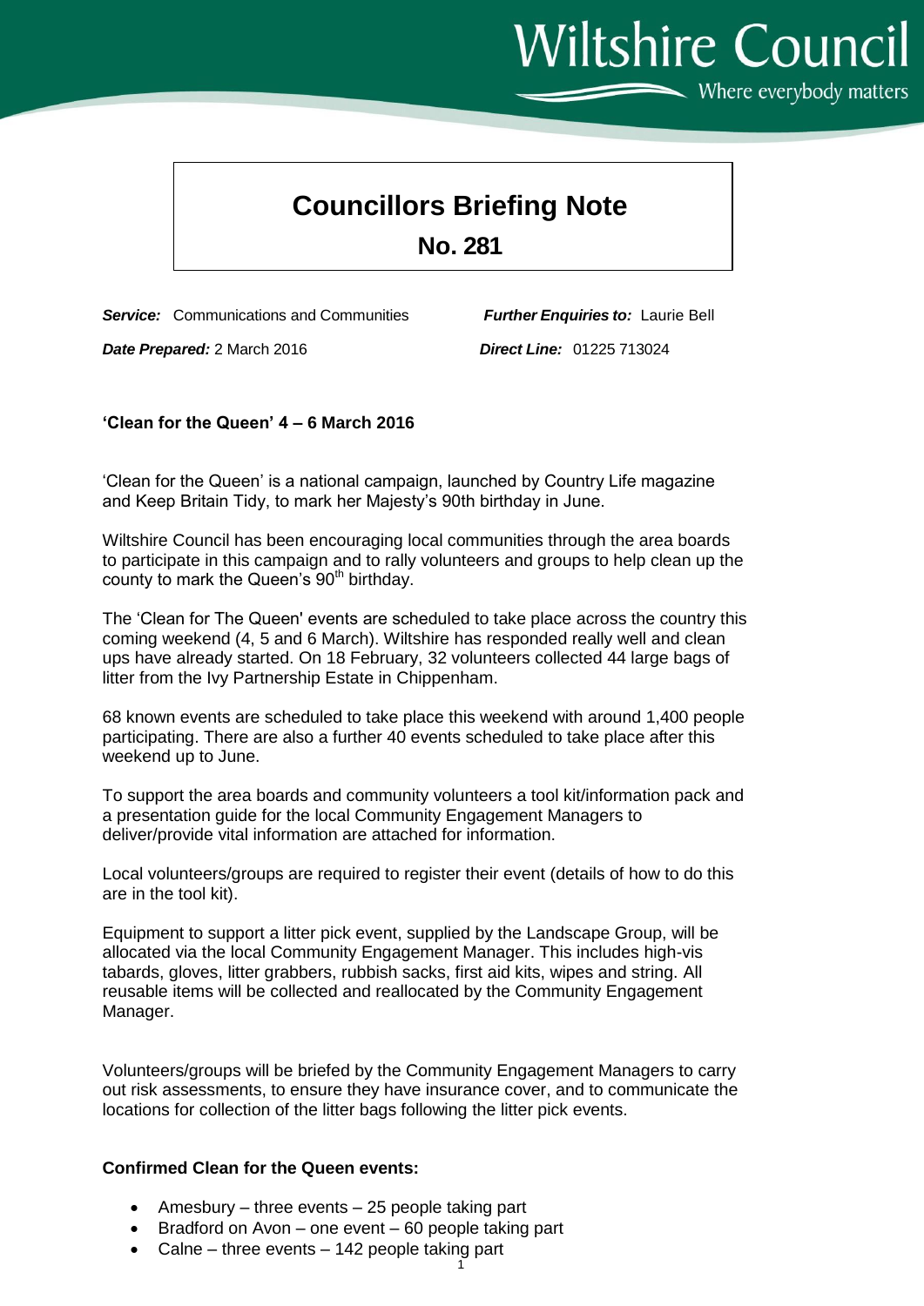# Councillors Briefing Note

## No. 281

***Service:*** Communications and Communities  ***Further Enquiries to:*** Laurie Bell

***Date Prepared:*** 2 March 2016  ***Direct Line:*** 01225 713024

**'Clean for the Queen' 4 – 6 March 2016**

'Clean for the Queen' is a national campaign, launched by Country Life magazine and Keep Britain Tidy, to mark her Majesty's 90th birthday in June.

Wiltshire Council has been encouraging local communities through the area boards to participate in this campaign and to rally volunteers and groups to help clean up the county to mark the Queen's 90th birthday.

The 'Clean for The Queen' events are scheduled to take place across the country this coming weekend (4, 5 and 6 March). Wiltshire has responded really well and clean ups have already started. On 18 February, 32 volunteers collected 44 large bags of litter from the Ivy Partnership Estate in Chippenham.

68 known events are scheduled to take place this weekend with around 1,400 people participating. There are also a further 40 events scheduled to take place after this weekend up to June.

To support the area boards and community volunteers a tool kit/information pack and a presentation guide for the local Community Engagement Managers to deliver/provide vital information are attached for information.

Local volunteers/groups are required to register their event (details of how to do this are in the tool kit).

Equipment to support a litter pick event, supplied by the Landscape Group, will be allocated via the local Community Engagement Manager. This includes high-vis tabards, gloves, litter grabbers, rubbish sacks, first aid kits, wipes and string. All reusable items will be collected and reallocated by the Community Engagement Manager.

Volunteers/groups will be briefed by the Community Engagement Managers to carry out risk assessments, to ensure they have insurance cover, and to communicate the locations for collection of the litter bags following the litter pick events.

**Confirmed Clean for the Queen events:**

- Amesbury – three events – 25 people taking part
- Bradford on Avon – one event – 60 people taking part
- Calne – three events – 142 people taking part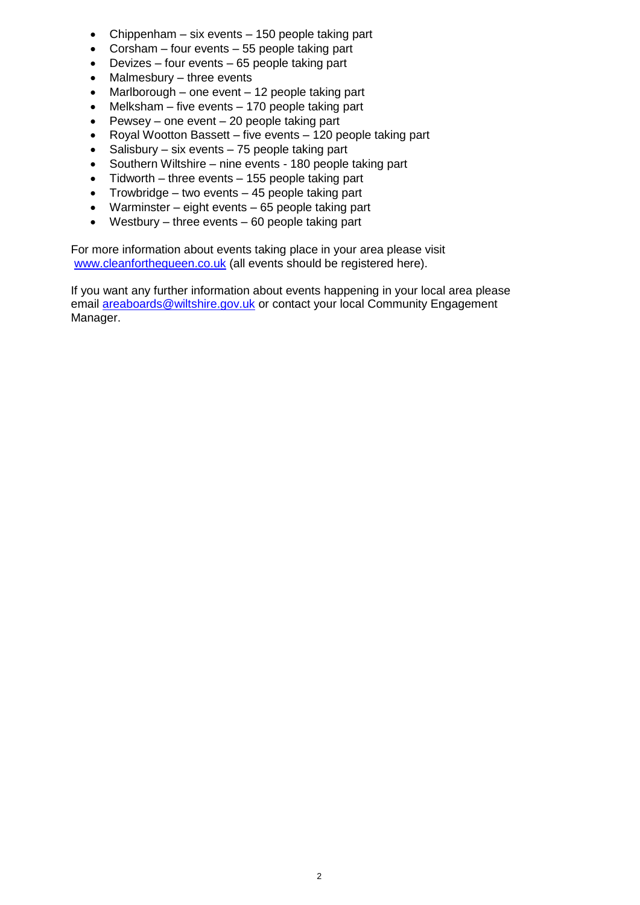- Chippenham – six events – 150 people taking part
- Corsham – four events – 55 people taking part
- Devizes – four events – 65 people taking part
- Malmesbury – three events
- Marlborough – one event – 12 people taking part
- Melksham – five events – 170 people taking part
- Pewsey – one event – 20 people taking part
- Royal Wootton Bassett – five events – 120 people taking part
- Salisbury – six events – 75 people taking part
- Southern Wiltshire – nine events - 180 people taking part
- Tidworth – three events – 155 people taking part
- Trowbridge – two events – 45 people taking part
- Warminster – eight events – 65 people taking part
- Westbury – three events – 60 people taking part

For more information about events taking place in your area please visit [www.cleanforthequeen.co.uk](http://www.cleanforthequeen.co.uk) (all events should be registered here).

If you want any further information about events happening in your local area please email [areaboards@wiltshire.gov.uk](mailto:areaboards@wiltshire.gov.uk) or contact your local Community Engagement Manager.